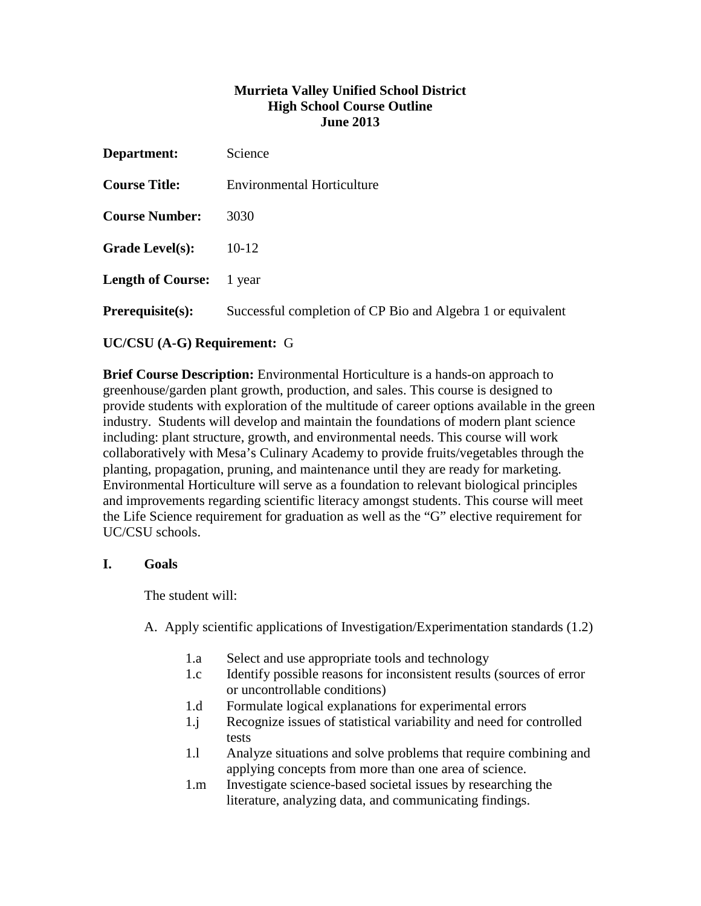**Murrieta Valley Unified School District**
**High School Course Outline**
**June 2013**

**Department:** Science

**Course Title:** Environmental Horticulture

**Course Number:** 3030

**Grade Level(s):** 10-12

**Length of Course:** 1 year

**Prerequisite(s):** Successful completion of CP Bio and Algebra 1 or equivalent

**UC/CSU (A-G) Requirement:** G

**Brief Course Description:** Environmental Horticulture is a hands-on approach to greenhouse/garden plant growth, production, and sales. This course is designed to provide students with exploration of the multitude of career options available in the green industry. Students will develop and maintain the foundations of modern plant science including: plant structure, growth, and environmental needs. This course will work collaboratively with Mesa's Culinary Academy to provide fruits/vegetables through the planting, propagation, pruning, and maintenance until they are ready for marketing. Environmental Horticulture will serve as a foundation to relevant biological principles and improvements regarding scientific literacy amongst students. This course will meet the Life Science requirement for graduation as well as the "G" elective requirement for UC/CSU schools.

## I. Goals

The student will:

A. Apply scientific applications of Investigation/Experimentation standards (1.2)

- 1.a Select and use appropriate tools and technology
- 1.c Identify possible reasons for inconsistent results (sources of error or uncontrollable conditions)
- 1.d Formulate logical explanations for experimental errors
- 1.j Recognize issues of statistical variability and need for controlled tests
- 1.l Analyze situations and solve problems that require combining and applying concepts from more than one area of science.
- 1.m Investigate science-based societal issues by researching the literature, analyzing data, and communicating findings.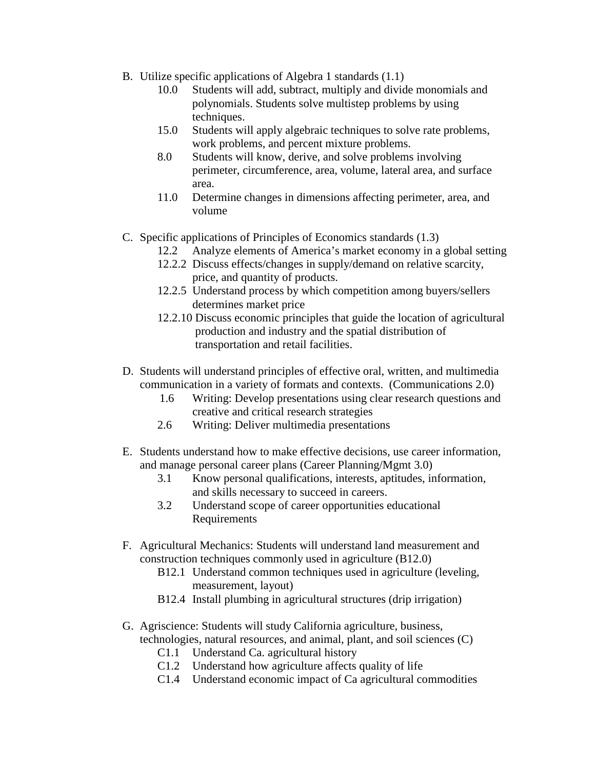B. Utilize specific applications of Algebra 1 standards (1.1)
   - 10.0 Students will add, subtract, multiply and divide monomials and polynomials. Students solve multistep problems by using techniques.
   - 15.0 Students will apply algebraic techniques to solve rate problems, work problems, and percent mixture problems.
   - 8.0 Students will know, derive, and solve problems involving perimeter, circumference, area, volume, lateral area, and surface area.
   - 11.0 Determine changes in dimensions affecting perimeter, area, and volume

C. Specific applications of Principles of Economics standards (1.3)
   - 12.2 Analyze elements of America's market economy in a global setting
   - 12.2.2 Discuss effects/changes in supply/demand on relative scarcity, price, and quantity of products.
   - 12.2.5 Understand process by which competition among buyers/sellers determines market price
   - 12.2.10 Discuss economic principles that guide the location of agricultural production and industry and the spatial distribution of transportation and retail facilities.

D. Students will understand principles of effective oral, written, and multimedia communication in a variety of formats and contexts. (Communications 2.0)
   - 1.6 Writing: Develop presentations using clear research questions and creative and critical research strategies
   - 2.6 Writing: Deliver multimedia presentations

E. Students understand how to make effective decisions, use career information, and manage personal career plans (Career Planning/Mgmt 3.0)
   - 3.1 Know personal qualifications, interests, aptitudes, information, and skills necessary to succeed in careers.
   - 3.2 Understand scope of career opportunities educational Requirements

F. Agricultural Mechanics: Students will understand land measurement and construction techniques commonly used in agriculture (B12.0)
   - B12.1 Understand common techniques used in agriculture (leveling, measurement, layout)
   - B12.4 Install plumbing in agricultural structures (drip irrigation)

G. Agriscience: Students will study California agriculture, business, technologies, natural resources, and animal, plant, and soil sciences (C)
   - C1.1 Understand Ca. agricultural history
   - C1.2 Understand how agriculture affects quality of life
   - C1.4 Understand economic impact of Ca agricultural commodities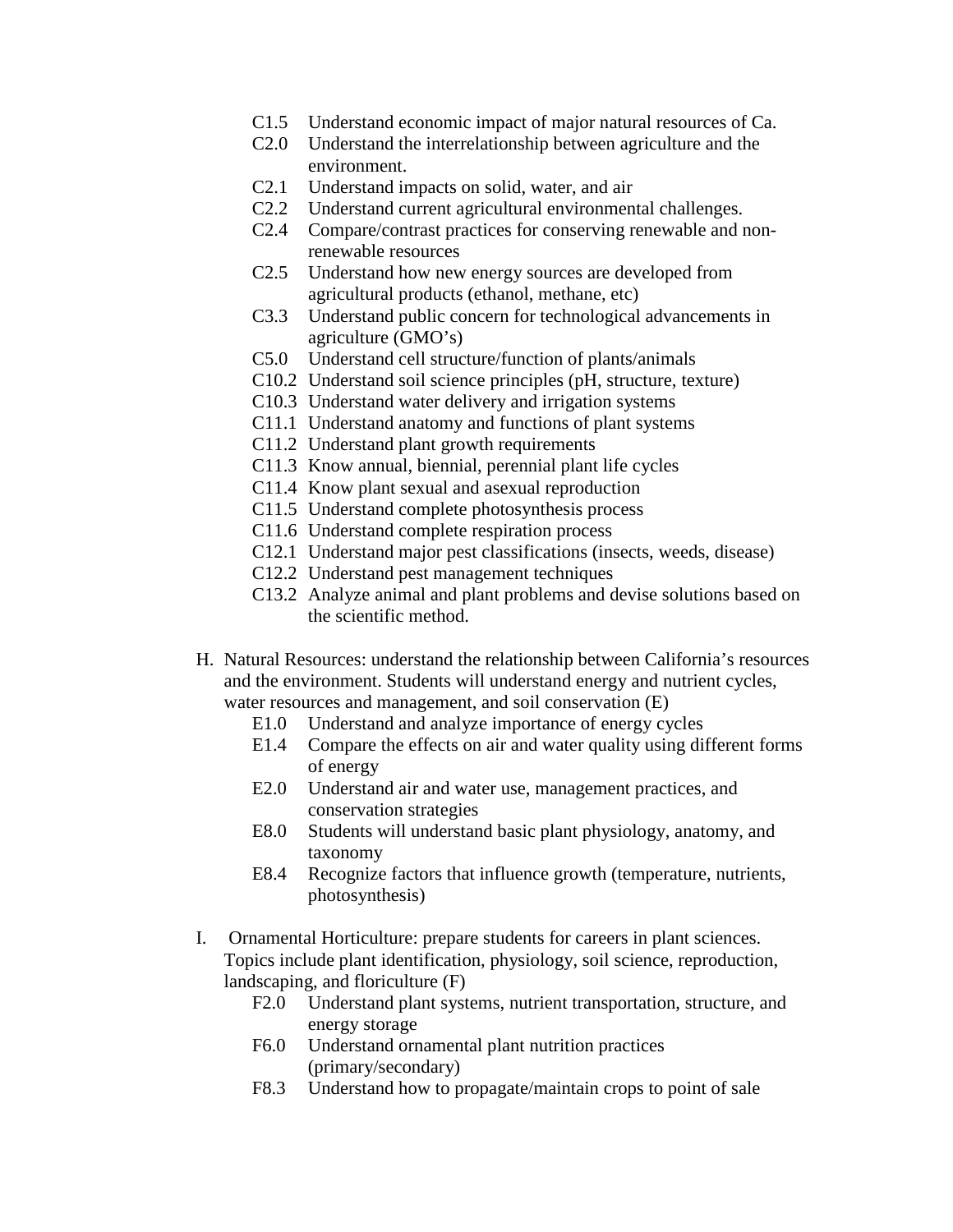- C1.5 Understand economic impact of major natural resources of Ca.
- C2.0 Understand the interrelationship between agriculture and the environment.
- C2.1 Understand impacts on solid, water, and air
- C2.2 Understand current agricultural environmental challenges.
- C2.4 Compare/contrast practices for conserving renewable and non-renewable resources
- C2.5 Understand how new energy sources are developed from agricultural products (ethanol, methane, etc)
- C3.3 Understand public concern for technological advancements in agriculture (GMO's)
- C5.0 Understand cell structure/function of plants/animals
- C10.2 Understand soil science principles (pH, structure, texture)
- C10.3 Understand water delivery and irrigation systems
- C11.1 Understand anatomy and functions of plant systems
- C11.2 Understand plant growth requirements
- C11.3 Know annual, biennial, perennial plant life cycles
- C11.4 Know plant sexual and asexual reproduction
- C11.5 Understand complete photosynthesis process
- C11.6 Understand complete respiration process
- C12.1 Understand major pest classifications (insects, weeds, disease)
- C12.2 Understand pest management techniques
- C13.2 Analyze animal and plant problems and devise solutions based on the scientific method.

H. Natural Resources: understand the relationship between California's resources and the environment. Students will understand energy and nutrient cycles, water resources and management, and soil conservation (E)

- E1.0 Understand and analyze importance of energy cycles
- E1.4 Compare the effects on air and water quality using different forms of energy
- E2.0 Understand air and water use, management practices, and conservation strategies
- E8.0 Students will understand basic plant physiology, anatomy, and taxonomy
- E8.4 Recognize factors that influence growth (temperature, nutrients, photosynthesis)

I. Ornamental Horticulture: prepare students for careers in plant sciences. Topics include plant identification, physiology, soil science, reproduction, landscaping, and floriculture (F)

- F2.0 Understand plant systems, nutrient transportation, structure, and energy storage
- F6.0 Understand ornamental plant nutrition practices (primary/secondary)
- F8.3 Understand how to propagate/maintain crops to point of sale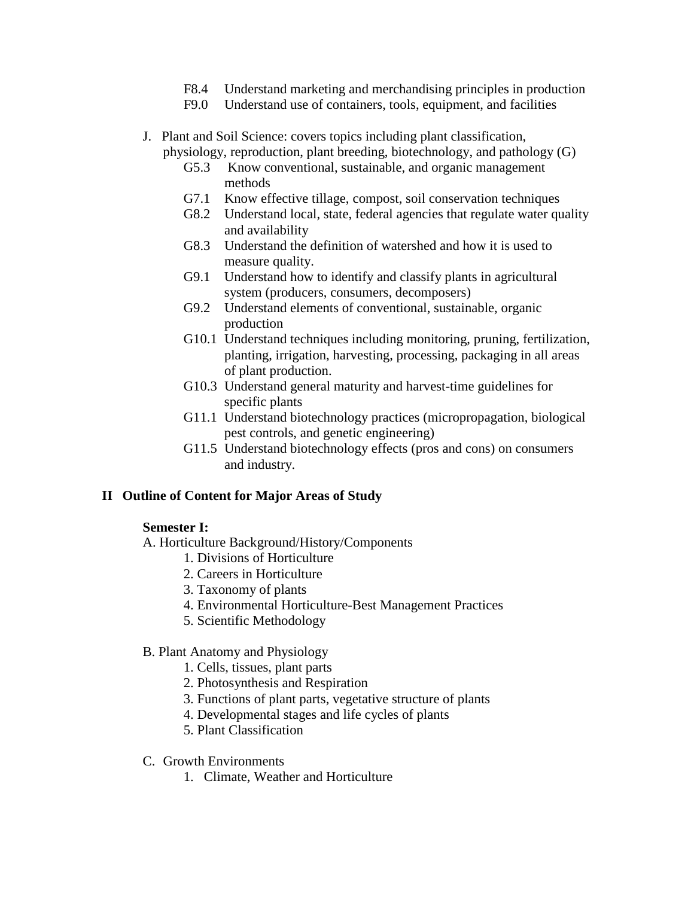- F8.4 Understand marketing and merchandising principles in production
- F9.0 Understand use of containers, tools, equipment, and facilities

J. Plant and Soil Science: covers topics including plant classification, physiology, reproduction, plant breeding, biotechnology, and pathology (G)

- G5.3 Know conventional, sustainable, and organic management methods
- G7.1 Know effective tillage, compost, soil conservation techniques
- G8.2 Understand local, state, federal agencies that regulate water quality and availability
- G8.3 Understand the definition of watershed and how it is used to measure quality.
- G9.1 Understand how to identify and classify plants in agricultural system (producers, consumers, decomposers)
- G9.2 Understand elements of conventional, sustainable, organic production
- G10.1 Understand techniques including monitoring, pruning, fertilization, planting, irrigation, harvesting, processing, packaging in all areas of plant production.
- G10.3 Understand general maturity and harvest-time guidelines for specific plants
- G11.1 Understand biotechnology practices (micropropagation, biological pest controls, and genetic engineering)
- G11.5 Understand biotechnology effects (pros and cons) on consumers and industry.

## II Outline of Content for Major Areas of Study

**Semester I:**

A. Horticulture Background/History/Components

1. Divisions of Horticulture
2. Careers in Horticulture
3. Taxonomy of plants
4. Environmental Horticulture-Best Management Practices
5. Scientific Methodology

B. Plant Anatomy and Physiology

1. Cells, tissues, plant parts
2. Photosynthesis and Respiration
3. Functions of plant parts, vegetative structure of plants
4. Developmental stages and life cycles of plants
5. Plant Classification

C. Growth Environments

1. Climate, Weather and Horticulture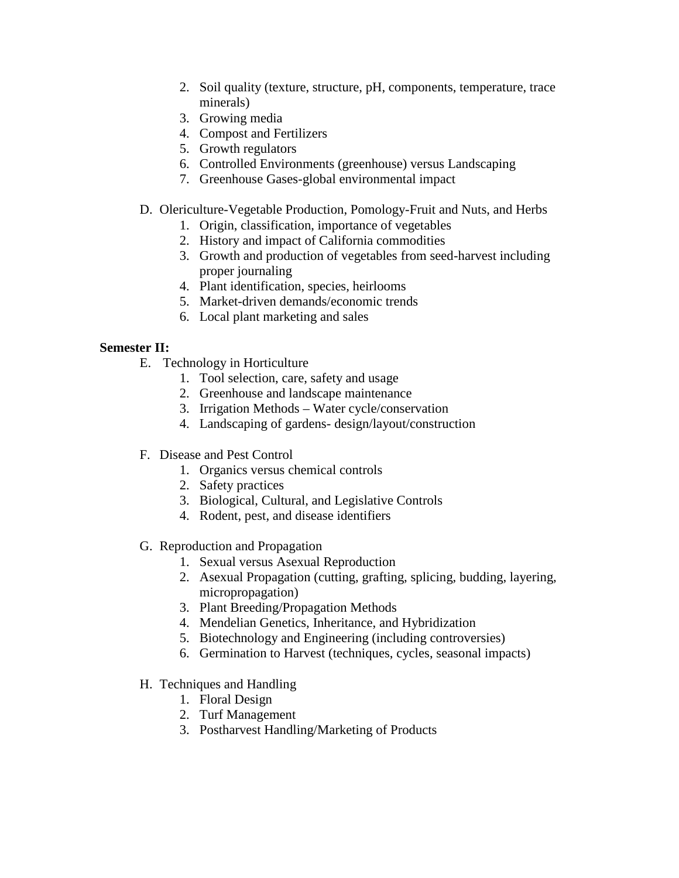2. Soil quality (texture, structure, pH, components, temperature, trace minerals)
3. Growing media
4. Compost and Fertilizers
5. Growth regulators
6. Controlled Environments (greenhouse) versus Landscaping
7. Greenhouse Gases-global environmental impact

D. Olericulture-Vegetable Production, Pomology-Fruit and Nuts, and Herbs
   1. Origin, classification, importance of vegetables
   2. History and impact of California commodities
   3. Growth and production of vegetables from seed-harvest including proper journaling
   4. Plant identification, species, heirlooms
   5. Market-driven demands/economic trends
   6. Local plant marketing and sales

**Semester II:**

E. Technology in Horticulture
   1. Tool selection, care, safety and usage
   2. Greenhouse and landscape maintenance
   3. Irrigation Methods – Water cycle/conservation
   4. Landscaping of gardens- design/layout/construction

F. Disease and Pest Control
   1. Organics versus chemical controls
   2. Safety practices
   3. Biological, Cultural, and Legislative Controls
   4. Rodent, pest, and disease identifiers

G. Reproduction and Propagation
   1. Sexual versus Asexual Reproduction
   2. Asexual Propagation (cutting, grafting, splicing, budding, layering, micropropagation)
   3. Plant Breeding/Propagation Methods
   4. Mendelian Genetics, Inheritance, and Hybridization
   5. Biotechnology and Engineering (including controversies)
   6. Germination to Harvest (techniques, cycles, seasonal impacts)

H. Techniques and Handling
   1. Floral Design
   2. Turf Management
   3. Postharvest Handling/Marketing of Products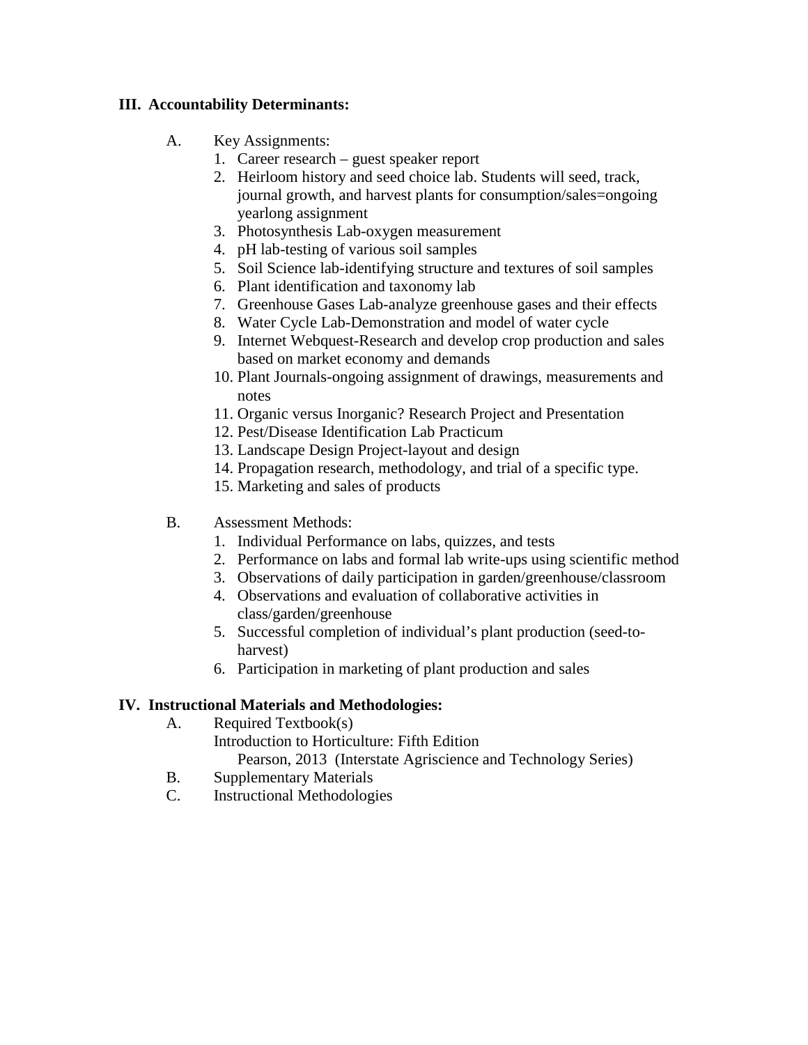**III. Accountability Determinants:**

A. Key Assignments:

1. Career research – guest speaker report
2. Heirloom history and seed choice lab. Students will seed, track, journal growth, and harvest plants for consumption/sales=ongoing yearlong assignment
3. Photosynthesis Lab-oxygen measurement
4. pH lab-testing of various soil samples
5. Soil Science lab-identifying structure and textures of soil samples
6. Plant identification and taxonomy lab
7. Greenhouse Gases Lab-analyze greenhouse gases and their effects
8. Water Cycle Lab-Demonstration and model of water cycle
9. Internet Webquest-Research and develop crop production and sales based on market economy and demands
10. Plant Journals-ongoing assignment of drawings, measurements and notes
11. Organic versus Inorganic? Research Project and Presentation
12. Pest/Disease Identification Lab Practicum
13. Landscape Design Project-layout and design
14. Propagation research, methodology, and trial of a specific type.
15. Marketing and sales of products

B. Assessment Methods:

1. Individual Performance on labs, quizzes, and tests
2. Performance on labs and formal lab write-ups using scientific method
3. Observations of daily participation in garden/greenhouse/classroom
4. Observations and evaluation of collaborative activities in class/garden/greenhouse
5. Successful completion of individual's plant production (seed-to-harvest)
6. Participation in marketing of plant production and sales

**IV. Instructional Materials and Methodologies:**

A. Required Textbook(s)
Introduction to Horticulture: Fifth Edition
Pearson, 2013 (Interstate Agriscience and Technology Series)

B. Supplementary Materials

C. Instructional Methodologies